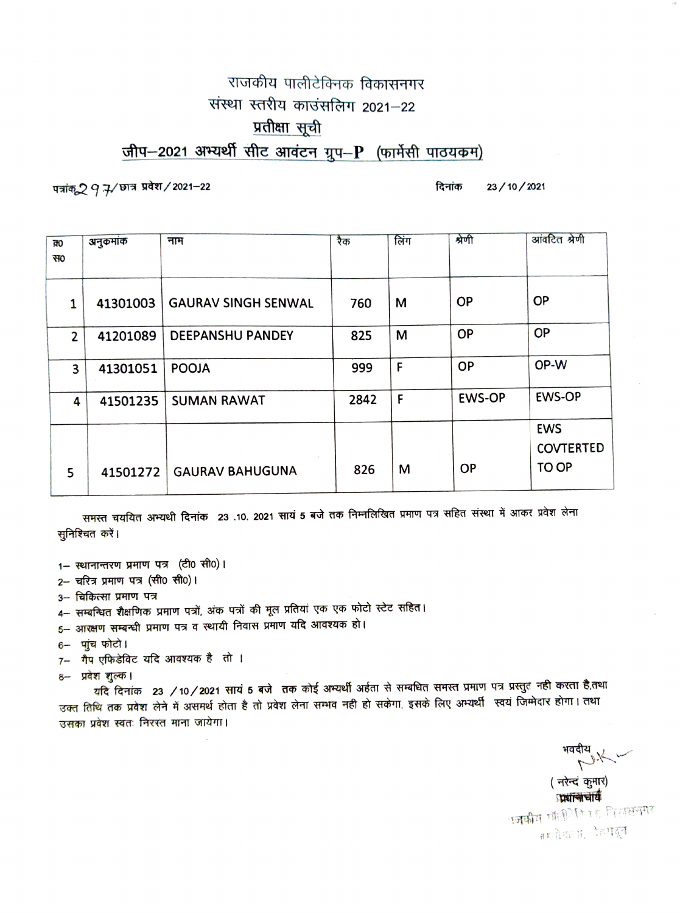# राजकीय पालीटेक्निक विकासनगर

## संस्था स्तरीय काउंसलिग 2021–22

## प्रतीक्षा सूची

## जीप–2021 अभ्यर्थी सीट आवंटन ग्रुप–P (फार्मेसी पाठयकम)

पत्रांक297/छात्र प्रवेश/2021–22 दिनांक 23/10/2021

| क्र० स० | अनुकमांक | नाम | रैक | लिंग | श्रेणी | आंवटित श्रेणी |
|---|---|---|---|---|---|---|
| 1 | 41301003 | GAURAV SINGH SENWAL | 760 | M | OP | OP |
| 2 | 41201089 | DEEPANSHU PANDEY | 825 | M | OP | OP |
| 3 | 41301051 | POOJA | 999 | F | OP | OP-W |
| 4 | 41501235 | SUMAN RAWAT | 2842 | F | EWS-OP | EWS-OP |
| 5 | 41501272 | GAURAV BAHUGUNA | 826 | M | OP | EWS COVTERTED TO OP |

समस्त चयियत अभ्यर्थी दिनांक 23 .10. 2021 सायं 5 बजे तक निम्नलिखित प्रमाण पत्र सहित संस्था में आकर प्रवेश लेना सुनिश्चित करें।

1– स्थानान्तरण प्रमाण पत्र (टी० सी०)।
2– चरित्र प्रमाण पत्र (सी० सी०)।
3– चिकित्सा प्रमाण पत्र
4– सम्बन्धित शैक्षणिक प्रमाण पत्रों, अंक पत्रों की मूल प्रतियां एक एक फोटो स्टेट सहित।
5– आरक्षण सम्बन्धी प्रमाण पत्र व स्थायी निवास प्रमाण यदि आवश्यक हो।
6– पांच फोटो।
7– गैप एफिडेविट यदि आवश्यक है तो ।
8– प्रवेश शुल्क।

यदि दिनांक 23 /10/2021 सायं 5 बजे तक कोई अभ्यर्थी अर्हता से सम्बधित समस्त प्रमाण पत्र प्रस्तुत नही करता है,तथा उक्त तिथि तक प्रवेश लेने में असमर्थ होता है तो प्रवेश लेना सम्भव नही हो सकेगा, इसके लिए अभ्यर्थी स्वयं जिम्मेदार होगा। तथा उसका प्रवेश स्वतः निरस्त माना जायेगा।

भवदीय

(नरेन्द्र कुमार)
प्रधानाचार्य
राजकीय पॉलीटेक्निक विकासनगर
देहरादून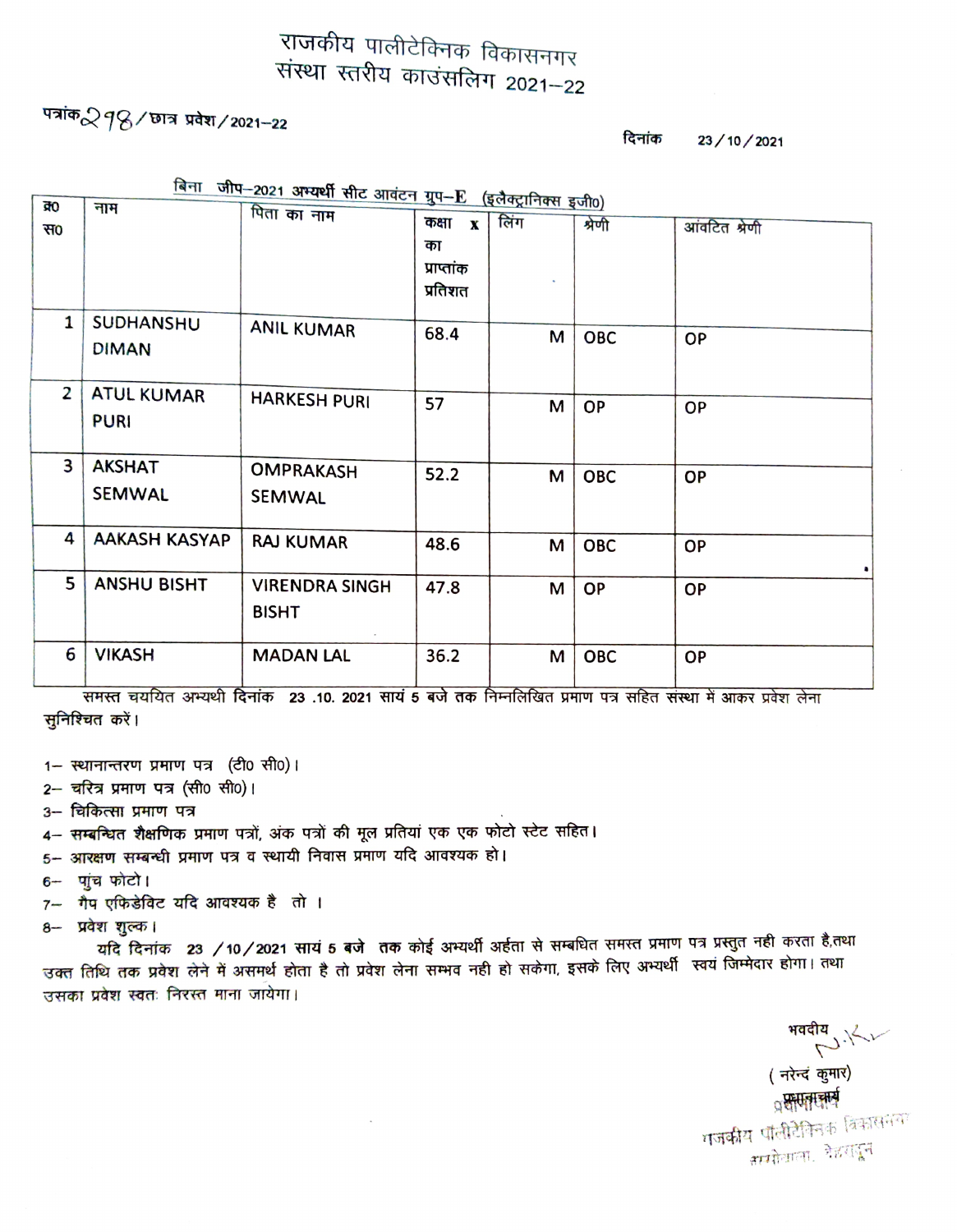# राजकीय पालीटेक्निक विकासनगर
## संस्था स्तरीय काउंसलिग 2021–22

पत्रांक 218 / छात्र प्रवेश / 2021–22

दिनांक 23 / 10 / 2021

बिना जीप–2021 अभ्यर्थी सीट आवंटन ग्रुप–E (इलैक्ट्रानिक्स इजी0)

| क्र0 स0 | नाम | पिता का नाम | कक्षा x का प्राप्तांक प्रतिशत | लिंग | श्रेणी | आंवटित श्रेणी |
|---|---|---|---|---|---|---|
| 1 | SUDHANSHU DIMAN | ANIL KUMAR | 68.4 | M | OBC | OP |
| 2 | ATUL KUMAR PURI | HARKESH PURI | 57 | M | OP | OP |
| 3 | AKSHAT SEMWAL | OMPRAKASH SEMWAL | 52.2 | M | OBC | OP |
| 4 | AAKASH KASYAP | RAJ KUMAR | 48.6 | M | OBC | OP |
| 5 | ANSHU BISHT | VIRENDRA SINGH BISHT | 47.8 | M | OP | OP |
| 6 | VIKASH | MADAN LAL | 36.2 | M | OBC | OP |

समस्त चयियत अभ्यथी **दिनांक 23 .10. 2021 सायं 5 बजे तक** निम्नलिखित प्रमाण पत्र सहित संस्था में आकर प्रवेश लेना सुनिश्चित करें।

1– स्थानान्तरण प्रमाण पत्र (टी0 सी0)।
2– चरित्र प्रमाण पत्र (सी0 सी0)।
3– चिकित्सा प्रमाण पत्र
4– सम्बन्धित शैक्षणिक प्रमाण पत्रों, अंक पत्रों की मूल प्रतियां एक एक फोटो स्टेट सहित।
5– आरक्षण सम्बन्धी प्रमाण पत्र व स्थायी निवास प्रमाण यदि आवश्यक हो।
6– पांच फोटो।
7– गैप एफिडेविट यदि आवश्यक है तो ।
8– प्रवेश शुल्क।

यदि दिनांक **23 / 10 / 2021 सायं 5 बजे तक** कोई अभ्यर्थी अर्हता से सम्बधित समस्त प्रमाण पत्र प्रस्तुत नही करता है,तथा उक्त तिथि तक प्रवेश लेने में असमर्थ होता है तो प्रवेश लेना सम्भव नही हो सकेगा, इसके लिए अभ्यर्थी स्वयं जिम्मेदार होगा। तथा उसका प्रवेश स्वतः निरस्त माना जायेगा।

भवदीय

( नरेन्द कुमार)
प्रधानाचार्य
राजकीय पालीटेक्निक विकासनगर
देहरादून